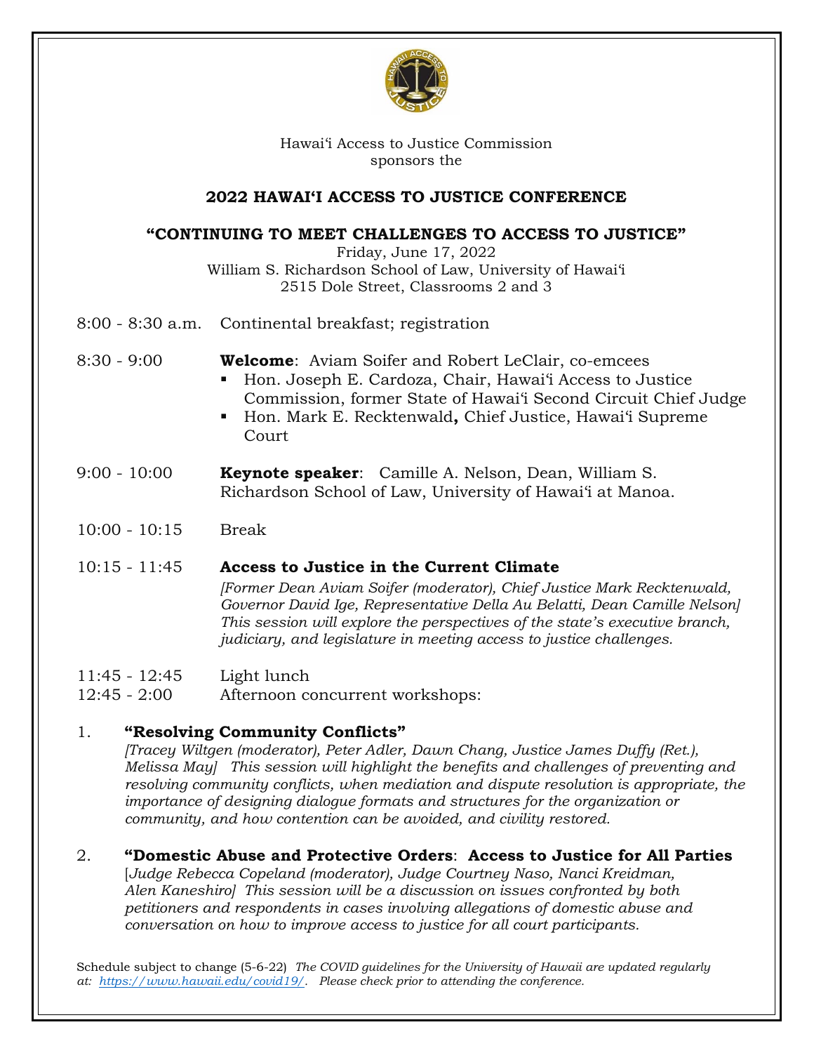Hawaiʻi Access to Justice Commission
sponsors the

# 2022 HAWAIʻI ACCESS TO JUSTICE CONFERENCE

## "CONTINUING TO MEET CHALLENGES TO ACCESS TO JUSTICE"

Friday, June 17, 2022
William S. Richardson School of Law, University of Hawaiʻi
2515 Dole Street, Classrooms 2 and 3

8:00 - 8:30 a.m. Continental breakfast; registration

8:30 - 9:00 **Welcome**: Aviam Soifer and Robert LeClair, co-emcees

- Hon. Joseph E. Cardoza, Chair, Hawaiʻi Access to Justice Commission, former State of Hawaiʻi Second Circuit Chief Judge
- Hon. Mark E. Recktenwald**,** Chief Justice, Hawaiʻi Supreme Court

9:00 - 10:00 **Keynote speaker**: Camille A. Nelson, Dean, William S. Richardson School of Law, University of Hawaiʻi at Manoa.

10:00 - 10:15 Break

10:15 - 11:45 **Access to Justice in the Current Climate**
*[Former Dean Aviam Soifer (moderator), Chief Justice Mark Recktenwald, Governor David Ige, Representative Della Au Belatti, Dean Camille Nelson] This session will explore the perspectives of the state's executive branch, judiciary, and legislature in meeting access to justice challenges.*

11:45 - 12:45 Light lunch
12:45 - 2:00 Afternoon concurrent workshops:

1. **"Resolving Community Conflicts"**
*[Tracey Wiltgen (moderator), Peter Adler, Dawn Chang, Justice James Duffy (Ret.), Melissa May] This session will highlight the benefits and challenges of preventing and resolving community conflicts, when mediation and dispute resolution is appropriate, the importance of designing dialogue formats and structures for the organization or community, and how contention can be avoided, and civility restored.*

2. **"Domestic Abuse and Protective Orders**: **Access to Justice for All Parties**
[*Judge Rebecca Copeland (moderator), Judge Courtney Naso, Nanci Kreidman, Alen Kaneshiro] This session will be a discussion on issues confronted by both petitioners and respondents in cases involving allegations of domestic abuse and conversation on how to improve access to justice for all court participants.*

Schedule subject to change (5-6-22) *The COVID guidelines for the University of Hawaii are updated regularly at: https://www.hawaii.edu/covid19/. Please check prior to attending the conference.*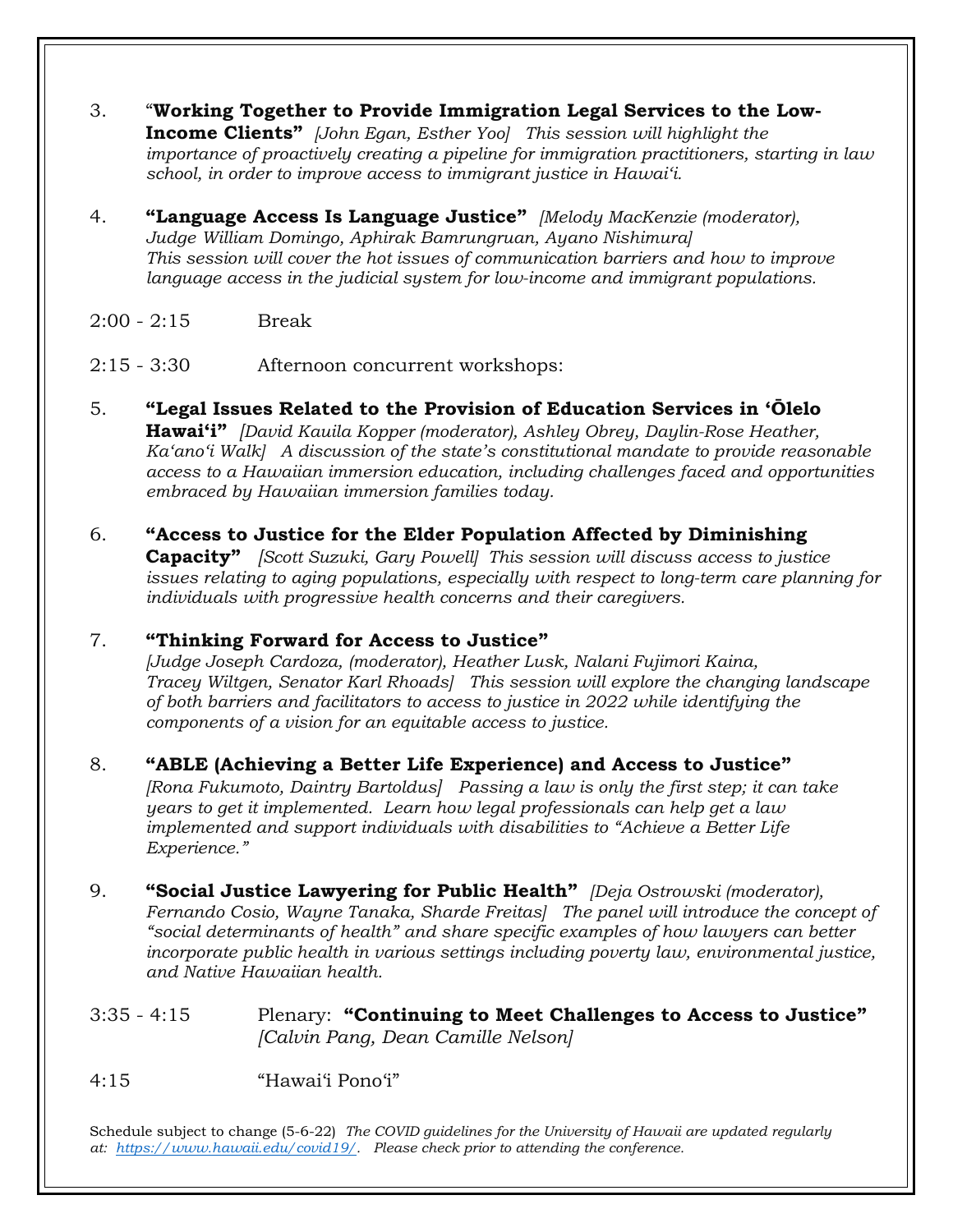3. "**Working Together to Provide Immigration Legal Services to the Low-Income Clients**" *[John Egan, Esther Yoo] This session will highlight the importance of proactively creating a pipeline for immigration practitioners, starting in law school, in order to improve access to immigrant justice in Hawai'i.*

4. **"Language Access Is Language Justice"** *[Melody MacKenzie (moderator), Judge William Domingo, Aphirak Bamrungruan, Ayano Nishimura] This session will cover the hot issues of communication barriers and how to improve language access in the judicial system for low-income and immigrant populations.*

2:00 - 2:15 Break

2:15 - 3:30 Afternoon concurrent workshops:

5. **"Legal Issues Related to the Provision of Education Services in ʻŌlelo Hawaiʻi"** *[David Kauila Kopper (moderator), Ashley Obrey, Daylin-Rose Heather, Ka'ano'i Walk] A discussion of the state's constitutional mandate to provide reasonable access to a Hawaiian immersion education, including challenges faced and opportunities embraced by Hawaiian immersion families today.*

6. **"Access to Justice for the Elder Population Affected by Diminishing Capacity"** *[Scott Suzuki, Gary Powell] This session will discuss access to justice issues relating to aging populations, especially with respect to long-term care planning for individuals with progressive health concerns and their caregivers.*

7. **"Thinking Forward for Access to Justice"** *[Judge Joseph Cardoza, (moderator), Heather Lusk, Nalani Fujimori Kaina, Tracey Wiltgen, Senator Karl Rhoads] This session will explore the changing landscape of both barriers and facilitators to access to justice in 2022 while identifying the components of a vision for an equitable access to justice.*

8. **"ABLE (Achieving a Better Life Experience) and Access to Justice"** *[Rona Fukumoto, Daintry Bartoldus] Passing a law is only the first step; it can take years to get it implemented. Learn how legal professionals can help get a law implemented and support individuals with disabilities to "Achieve a Better Life Experience."*

9. **"Social Justice Lawyering for Public Health"** *[Deja Ostrowski (moderator), Fernando Cosio, Wayne Tanaka, Sharde Freitas] The panel will introduce the concept of "social determinants of health" and share specific examples of how lawyers can better incorporate public health in various settings including poverty law, environmental justice, and Native Hawaiian health.*

3:35 - 4:15 Plenary: **"Continuing to Meet Challenges to Access to Justice"** *[Calvin Pang, Dean Camille Nelson]*

4:15 "Hawai'i Pono'i"

Schedule subject to change (5-6-22) *The COVID guidelines for the University of Hawaii are updated regularly at: [https://www.hawaii.edu/covid19/](https://www.hawaii.edu/covid19/). Please check prior to attending the conference.*